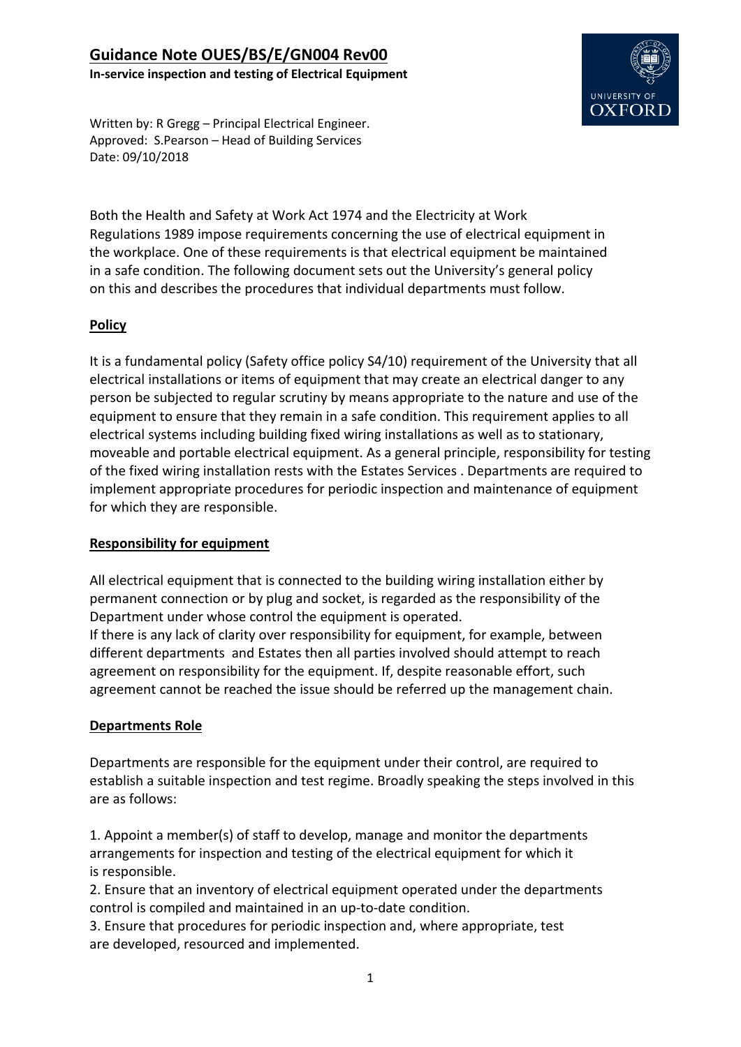# Guidance Note OUES/BS/E/GN004 Rev00

**In-service inspection and testing of Electrical Equipment**

Written by: R Gregg – Principal Electrical Engineer.
Approved: S.Pearson – Head of Building Services
Date: 09/10/2018

Both the Health and Safety at Work Act 1974 and the Electricity at Work Regulations 1989 impose requirements concerning the use of electrical equipment in the workplace. One of these requirements is that electrical equipment be maintained in a safe condition. The following document sets out the University's general policy on this and describes the procedures that individual departments must follow.

## Policy

It is a fundamental policy (Safety office policy S4/10) requirement of the University that all electrical installations or items of equipment that may create an electrical danger to any person be subjected to regular scrutiny by means appropriate to the nature and use of the equipment to ensure that they remain in a safe condition. This requirement applies to all electrical systems including building fixed wiring installations as well as to stationary, moveable and portable electrical equipment. As a general principle, responsibility for testing of the fixed wiring installation rests with the Estates Services . Departments are required to implement appropriate procedures for periodic inspection and maintenance of equipment for which they are responsible.

## Responsibility for equipment

All electrical equipment that is connected to the building wiring installation either by permanent connection or by plug and socket, is regarded as the responsibility of the Department under whose control the equipment is operated.

If there is any lack of clarity over responsibility for equipment, for example, between different departments and Estates then all parties involved should attempt to reach agreement on responsibility for the equipment. If, despite reasonable effort, such agreement cannot be reached the issue should be referred up the management chain.

## Departments Role

Departments are responsible for the equipment under their control, are required to establish a suitable inspection and test regime. Broadly speaking the steps involved in this are as follows:

1. Appoint a member(s) of staff to develop, manage and monitor the departments arrangements for inspection and testing of the electrical equipment for which it is responsible.
2. Ensure that an inventory of electrical equipment operated under the departments control is compiled and maintained in an up-to-date condition.
3. Ensure that procedures for periodic inspection and, where appropriate, test are developed, resourced and implemented.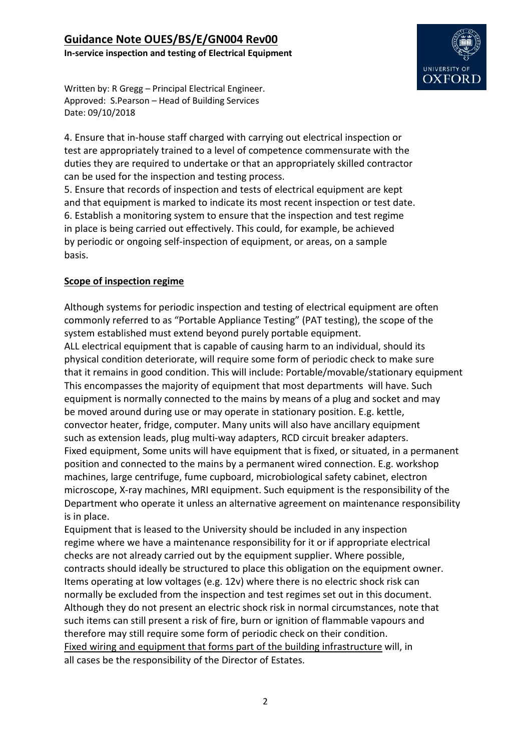4. Ensure that in-house staff charged with carrying out electrical inspection or test are appropriately trained to a level of competence commensurate with the duties they are required to undertake or that an appropriately skilled contractor can be used for the inspection and testing process.

5. Ensure that records of inspection and tests of electrical equipment are kept and that equipment is marked to indicate its most recent inspection or test date.

6. Establish a monitoring system to ensure that the inspection and test regime in place is being carried out effectively. This could, for example, be achieved by periodic or ongoing self-inspection of equipment, or areas, on a sample basis.

## Scope of inspection regime

Although systems for periodic inspection and testing of electrical equipment are often commonly referred to as "Portable Appliance Testing" (PAT testing), the scope of the system established must extend beyond purely portable equipment.

ALL electrical equipment that is capable of causing harm to an individual, should its physical condition deteriorate, will require some form of periodic check to make sure that it remains in good condition. This will include: Portable/movable/stationary equipment This encompasses the majority of equipment that most departments will have. Such equipment is normally connected to the mains by means of a plug and socket and may be moved around during use or may operate in stationary position. E.g. kettle, convector heater, fridge, computer. Many units will also have ancillary equipment such as extension leads, plug multi-way adapters, RCD circuit breaker adapters.

Fixed equipment, Some units will have equipment that is fixed, or situated, in a permanent position and connected to the mains by a permanent wired connection. E.g. workshop machines, large centrifuge, fume cupboard, microbiological safety cabinet, electron microscope, X-ray machines, MRI equipment. Such equipment is the responsibility of the Department who operate it unless an alternative agreement on maintenance responsibility is in place.

Equipment that is leased to the University should be included in any inspection regime where we have a maintenance responsibility for it or if appropriate electrical checks are not already carried out by the equipment supplier. Where possible, contracts should ideally be structured to place this obligation on the equipment owner.

Items operating at low voltages (e.g. 12v) where there is no electric shock risk can normally be excluded from the inspection and test regimes set out in this document. Although they do not present an electric shock risk in normal circumstances, note that such items can still present a risk of fire, burn or ignition of flammable vapours and therefore may still require some form of periodic check on their condition.

Fixed wiring and equipment that forms part of the building infrastructure will, in all cases be the responsibility of the Director of Estates.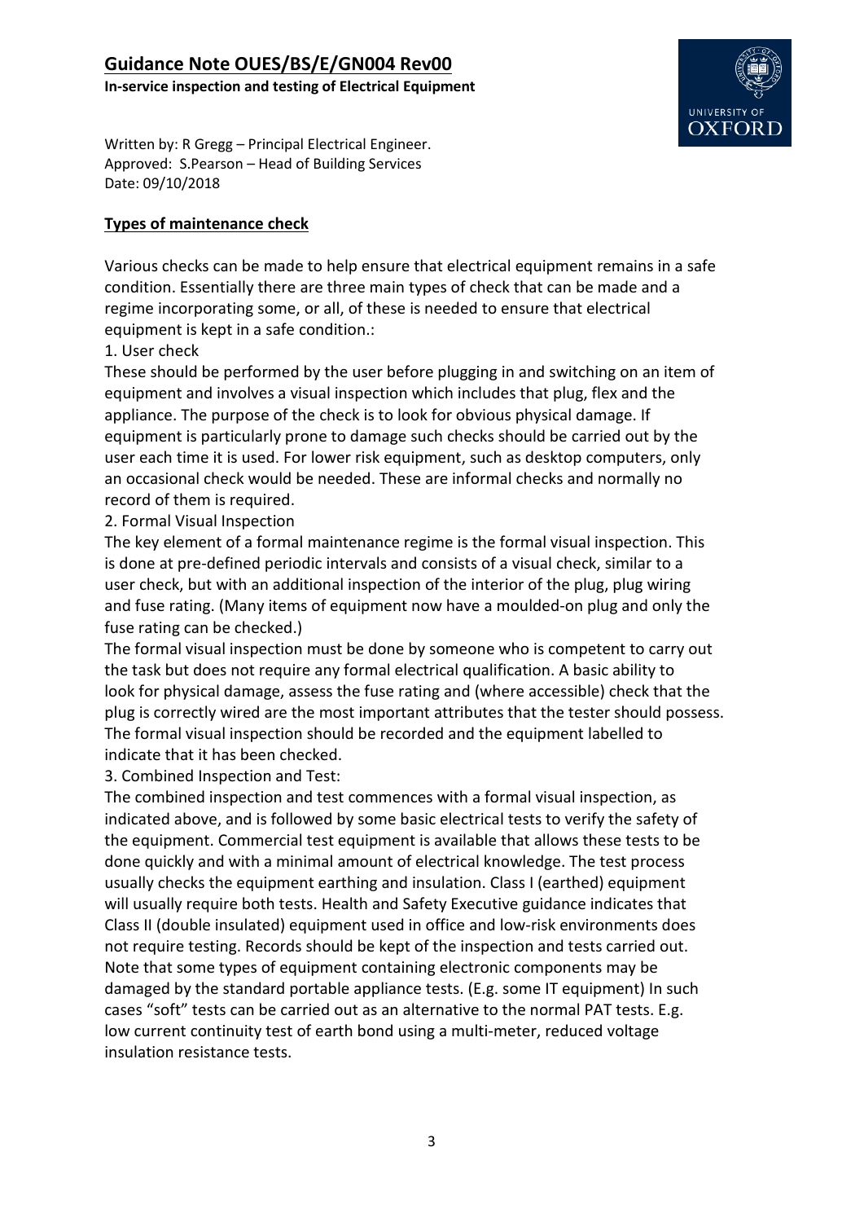# Guidance Note OUES/BS/E/GN004 Rev00

**In-service inspection and testing of Electrical Equipment**

Written by: R Gregg – Principal Electrical Engineer.
Approved: S.Pearson – Head of Building Services
Date: 09/10/2018

## Types of maintenance check

Various checks can be made to help ensure that electrical equipment remains in a safe condition. Essentially there are three main types of check that can be made and a regime incorporating some, or all, of these is needed to ensure that electrical equipment is kept in a safe condition.:

1. User check

These should be performed by the user before plugging in and switching on an item of equipment and involves a visual inspection which includes that plug, flex and the appliance. The purpose of the check is to look for obvious physical damage. If equipment is particularly prone to damage such checks should be carried out by the user each time it is used. For lower risk equipment, such as desktop computers, only an occasional check would be needed. These are informal checks and normally no record of them is required.

2. Formal Visual Inspection

The key element of a formal maintenance regime is the formal visual inspection. This is done at pre-defined periodic intervals and consists of a visual check, similar to a user check, but with an additional inspection of the interior of the plug, plug wiring and fuse rating. (Many items of equipment now have a moulded-on plug and only the fuse rating can be checked.)

The formal visual inspection must be done by someone who is competent to carry out the task but does not require any formal electrical qualification. A basic ability to look for physical damage, assess the fuse rating and (where accessible) check that the plug is correctly wired are the most important attributes that the tester should possess. The formal visual inspection should be recorded and the equipment labelled to indicate that it has been checked.

3. Combined Inspection and Test:

The combined inspection and test commences with a formal visual inspection, as indicated above, and is followed by some basic electrical tests to verify the safety of the equipment. Commercial test equipment is available that allows these tests to be done quickly and with a minimal amount of electrical knowledge. The test process usually checks the equipment earthing and insulation. Class I (earthed) equipment will usually require both tests. Health and Safety Executive guidance indicates that Class II (double insulated) equipment used in office and low-risk environments does not require testing. Records should be kept of the inspection and tests carried out. Note that some types of equipment containing electronic components may be damaged by the standard portable appliance tests. (E.g. some IT equipment) In such cases "soft" tests can be carried out as an alternative to the normal PAT tests. E.g. low current continuity test of earth bond using a multi-meter, reduced voltage insulation resistance tests.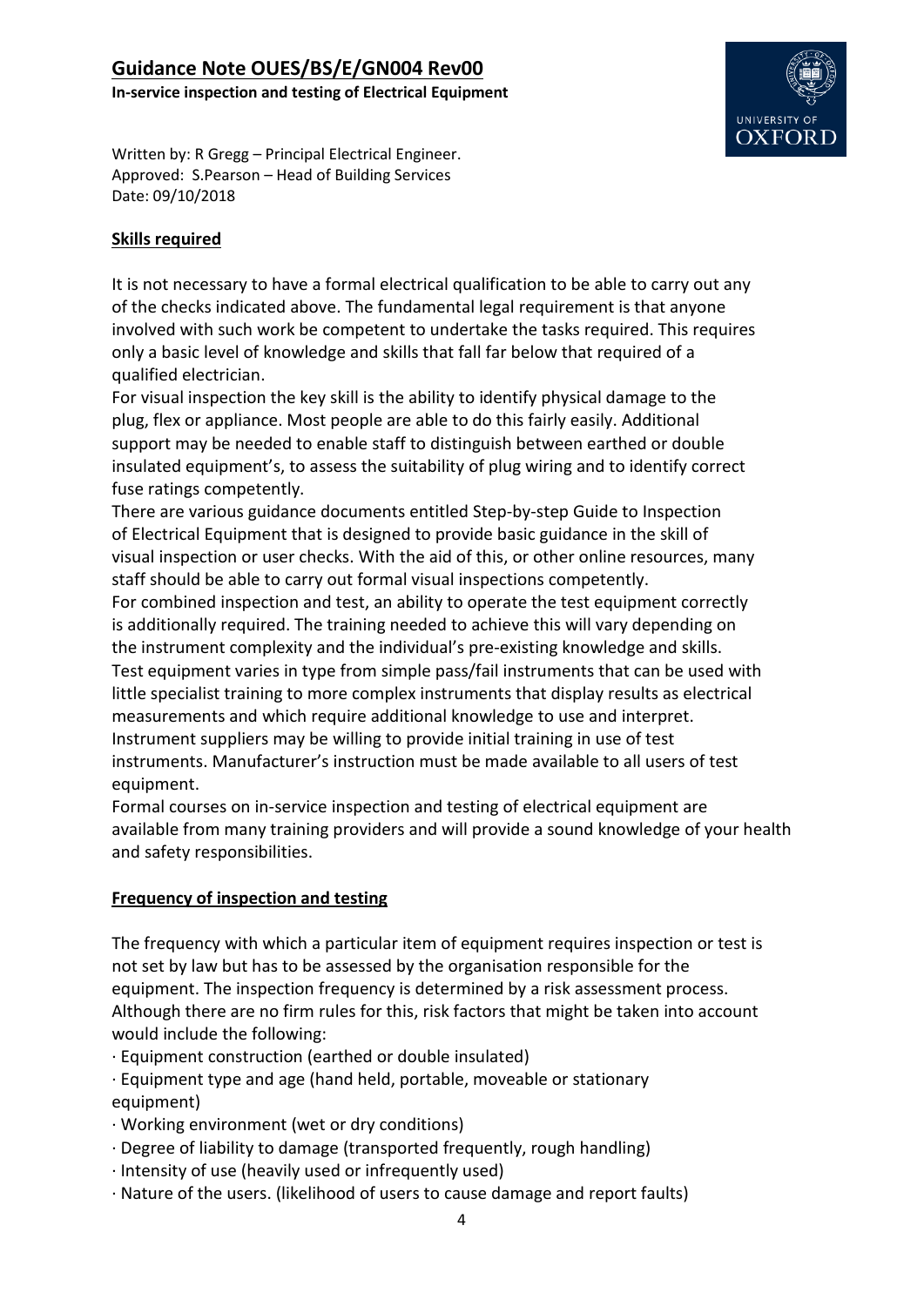## Skills required

It is not necessary to have a formal electrical qualification to be able to carry out any of the checks indicated above. The fundamental legal requirement is that anyone involved with such work be competent to undertake the tasks required. This requires only a basic level of knowledge and skills that fall far below that required of a qualified electrician.

For visual inspection the key skill is the ability to identify physical damage to the plug, flex or appliance. Most people are able to do this fairly easily. Additional support may be needed to enable staff to distinguish between earthed or double insulated equipment's, to assess the suitability of plug wiring and to identify correct fuse ratings competently.

There are various guidance documents entitled Step-by-step Guide to Inspection of Electrical Equipment that is designed to provide basic guidance in the skill of visual inspection or user checks. With the aid of this, or other online resources, many staff should be able to carry out formal visual inspections competently.

For combined inspection and test, an ability to operate the test equipment correctly is additionally required. The training needed to achieve this will vary depending on the instrument complexity and the individual's pre-existing knowledge and skills. Test equipment varies in type from simple pass/fail instruments that can be used with little specialist training to more complex instruments that display results as electrical measurements and which require additional knowledge to use and interpret. Instrument suppliers may be willing to provide initial training in use of test instruments. Manufacturer's instruction must be made available to all users of test equipment.

Formal courses on in-service inspection and testing of electrical equipment are available from many training providers and will provide a sound knowledge of your health and safety responsibilities.

## Frequency of inspection and testing

The frequency with which a particular item of equipment requires inspection or test is not set by law but has to be assessed by the organisation responsible for the equipment. The inspection frequency is determined by a risk assessment process. Although there are no firm rules for this, risk factors that might be taken into account would include the following:

- Equipment construction (earthed or double insulated)
- Equipment type and age (hand held, portable, moveable or stationary equipment)
- Working environment (wet or dry conditions)
- Degree of liability to damage (transported frequently, rough handling)
- Intensity of use (heavily used or infrequently used)
- Nature of the users. (likelihood of users to cause damage and report faults)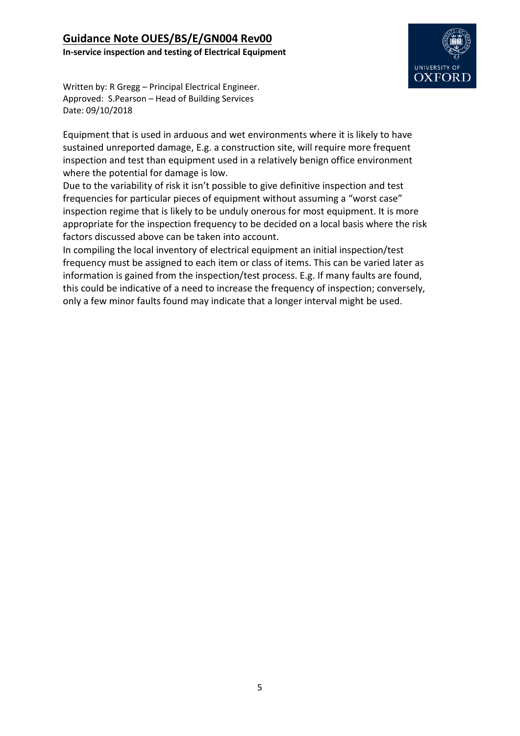Equipment that is used in arduous and wet environments where it is likely to have sustained unreported damage, E.g. a construction site, will require more frequent inspection and test than equipment used in a relatively benign office environment where the potential for damage is low.

Due to the variability of risk it isn't possible to give definitive inspection and test frequencies for particular pieces of equipment without assuming a "worst case" inspection regime that is likely to be unduly onerous for most equipment. It is more appropriate for the inspection frequency to be decided on a local basis where the risk factors discussed above can be taken into account.

In compiling the local inventory of electrical equipment an initial inspection/test frequency must be assigned to each item or class of items. This can be varied later as information is gained from the inspection/test process. E.g. If many faults are found, this could be indicative of a need to increase the frequency of inspection; conversely, only a few minor faults found may indicate that a longer interval might be used.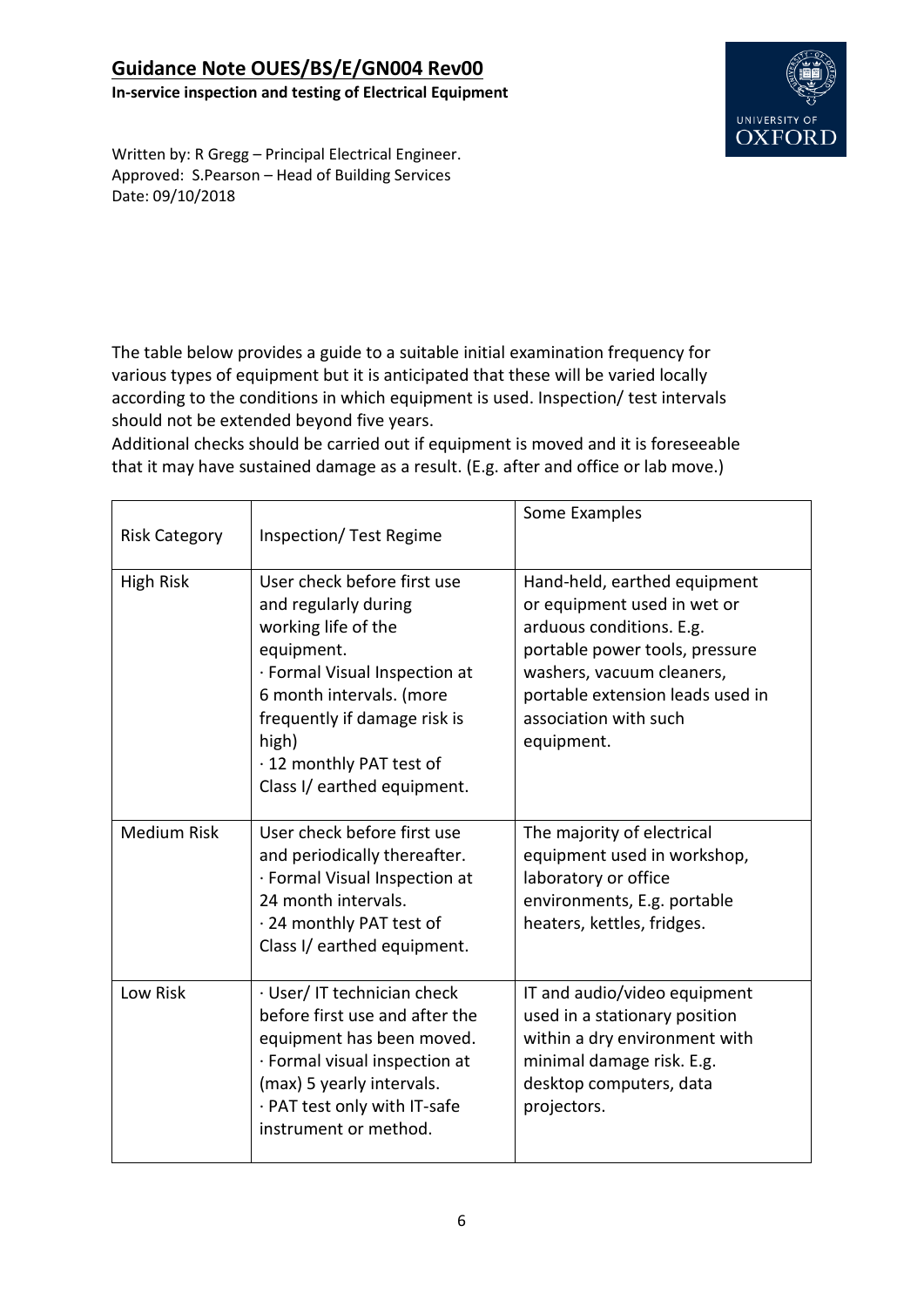The table below provides a guide to a suitable initial examination frequency for various types of equipment but it is anticipated that these will be varied locally according to the conditions in which equipment is used. Inspection/ test intervals should not be extended beyond five years.

Additional checks should be carried out if equipment is moved and it is foreseeable that it may have sustained damage as a result. (E.g. after and office or lab move.)

| Risk Category | Inspection/ Test Regime | Some Examples |
|---|---|---|
| High Risk | User check before first use and regularly during working life of the equipment.<br>· Formal Visual Inspection at 6 month intervals. (more frequently if damage risk is high)<br>· 12 monthly PAT test of Class I/ earthed equipment. | Hand-held, earthed equipment or equipment used in wet or arduous conditions. E.g. portable power tools, pressure washers, vacuum cleaners, portable extension leads used in association with such equipment. |
| Medium Risk | User check before first use and periodically thereafter.<br>· Formal Visual Inspection at 24 month intervals.<br>· 24 monthly PAT test of Class I/ earthed equipment. | The majority of electrical equipment used in workshop, laboratory or office environments, E.g. portable heaters, kettles, fridges. |
| Low Risk | · User/ IT technician check before first use and after the equipment has been moved.<br>· Formal visual inspection at (max) 5 yearly intervals.<br>· PAT test only with IT-safe instrument or method. | IT and audio/video equipment used in a stationary position within a dry environment with minimal damage risk. E.g. desktop computers, data projectors. |